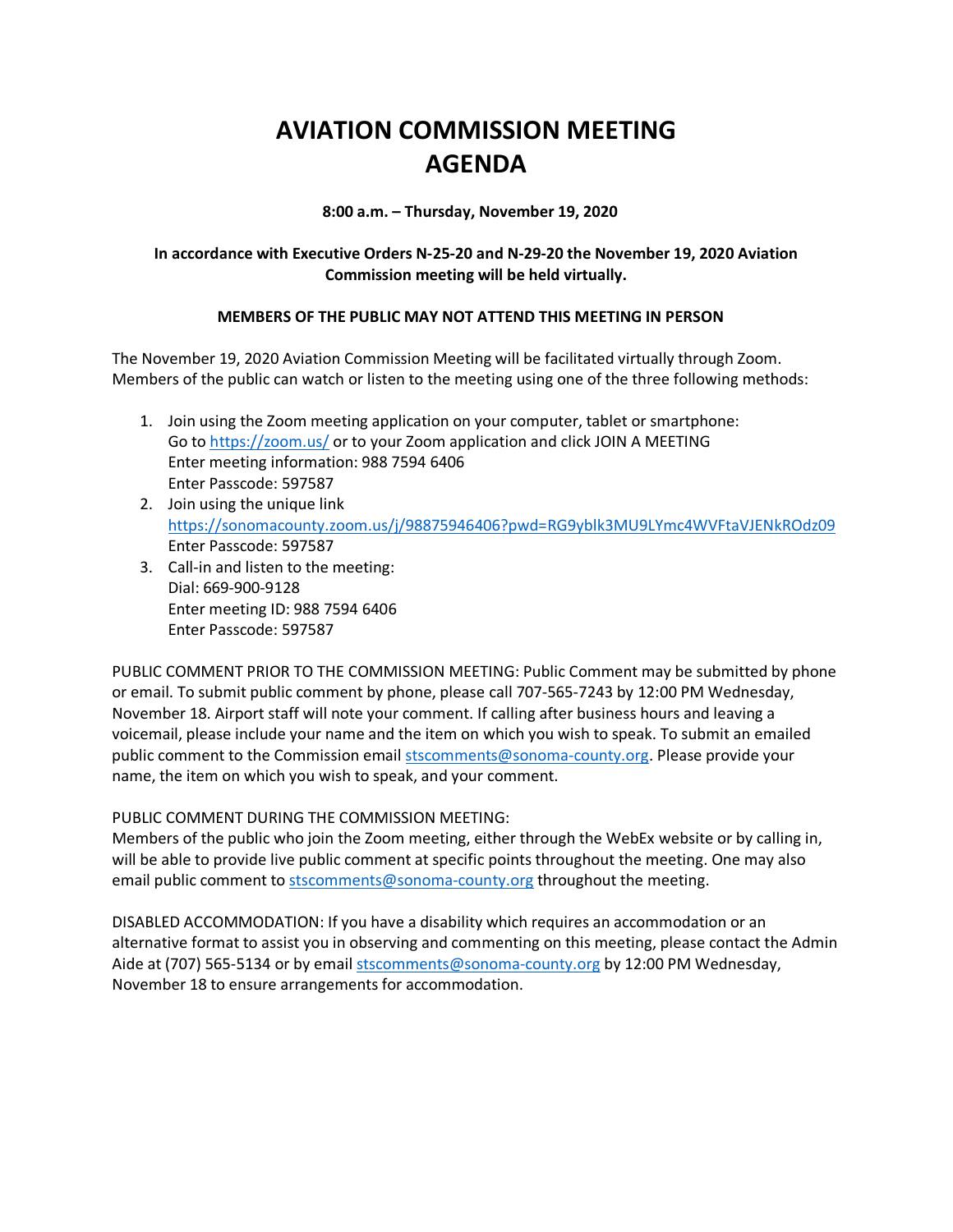# AVIATION COMMISSION MEETING AGENDA

**8:00 a.m. – Thursday, November 19, 2020**

**In accordance with Executive Orders N-25-20 and N-29-20 the November 19, 2020 Aviation Commission meeting will be held virtually.**

**MEMBERS OF THE PUBLIC MAY NOT ATTEND THIS MEETING IN PERSON**

The November 19, 2020 Aviation Commission Meeting will be facilitated virtually through Zoom. Members of the public can watch or listen to the meeting using one of the three following methods:

1. Join using the Zoom meeting application on your computer, tablet or smartphone:
   Go to https://zoom.us/ or to your Zoom application and click JOIN A MEETING
   Enter meeting information: 988 7594 6406
   Enter Passcode: 597587
2. Join using the unique link
   https://sonomacounty.zoom.us/j/98875946406?pwd=RG9yblk3MU9LYmc4WVFtaVJENkROdz09
   Enter Passcode: 597587
3. Call-in and listen to the meeting:
   Dial: 669-900-9128
   Enter meeting ID: 988 7594 6406
   Enter Passcode: 597587

PUBLIC COMMENT PRIOR TO THE COMMISSION MEETING: Public Comment may be submitted by phone or email. To submit public comment by phone, please call 707-565-7243 by 12:00 PM Wednesday, November 18. Airport staff will note your comment. If calling after business hours and leaving a voicemail, please include your name and the item on which you wish to speak. To submit an emailed public comment to the Commission email stscomments@sonoma-county.org. Please provide your name, the item on which you wish to speak, and your comment.

PUBLIC COMMENT DURING THE COMMISSION MEETING:
Members of the public who join the Zoom meeting, either through the WebEx website or by calling in, will be able to provide live public comment at specific points throughout the meeting. One may also email public comment to stscomments@sonoma-county.org throughout the meeting.

DISABLED ACCOMMODATION: If you have a disability which requires an accommodation or an alternative format to assist you in observing and commenting on this meeting, please contact the Admin Aide at (707) 565-5134 or by email stscomments@sonoma-county.org by 12:00 PM Wednesday, November 18 to ensure arrangements for accommodation.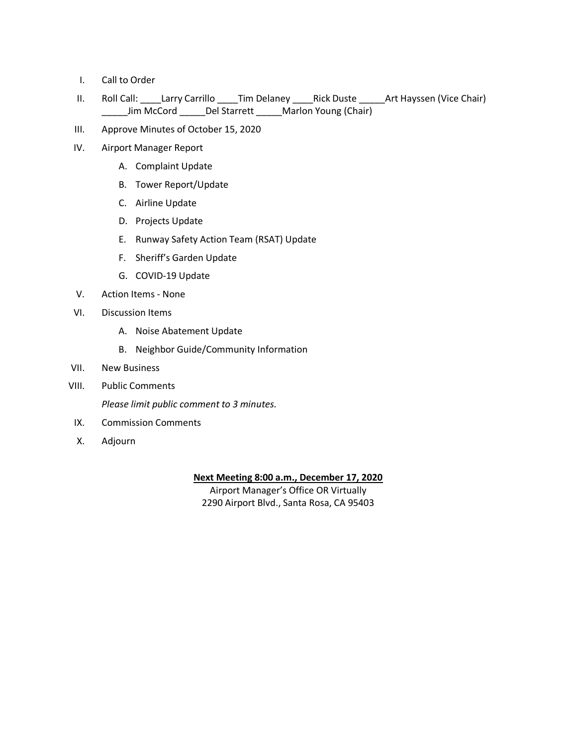I. Call to Order

II. Roll Call: ____Larry Carrillo ____Tim Delaney ____Rick Duste _____Art Hayssen (Vice Chair) _____Jim McCord _____Del Starrett _____Marlon Young (Chair)

III. Approve Minutes of October 15, 2020

IV. Airport Manager Report

   A. Complaint Update

   B. Tower Report/Update

   C. Airline Update

   D. Projects Update

   E. Runway Safety Action Team (RSAT) Update

   F. Sheriff's Garden Update

   G. COVID-19 Update

V. Action Items - None

VI. Discussion Items

   A. Noise Abatement Update

   B. Neighbor Guide/Community Information

VII. New Business

VIII. Public Comments

   *Please limit public comment to 3 minutes.*

IX. Commission Comments

X. Adjourn

**Next Meeting 8:00 a.m., December 17, 2020**

Airport Manager's Office OR Virtually
2290 Airport Blvd., Santa Rosa, CA 95403